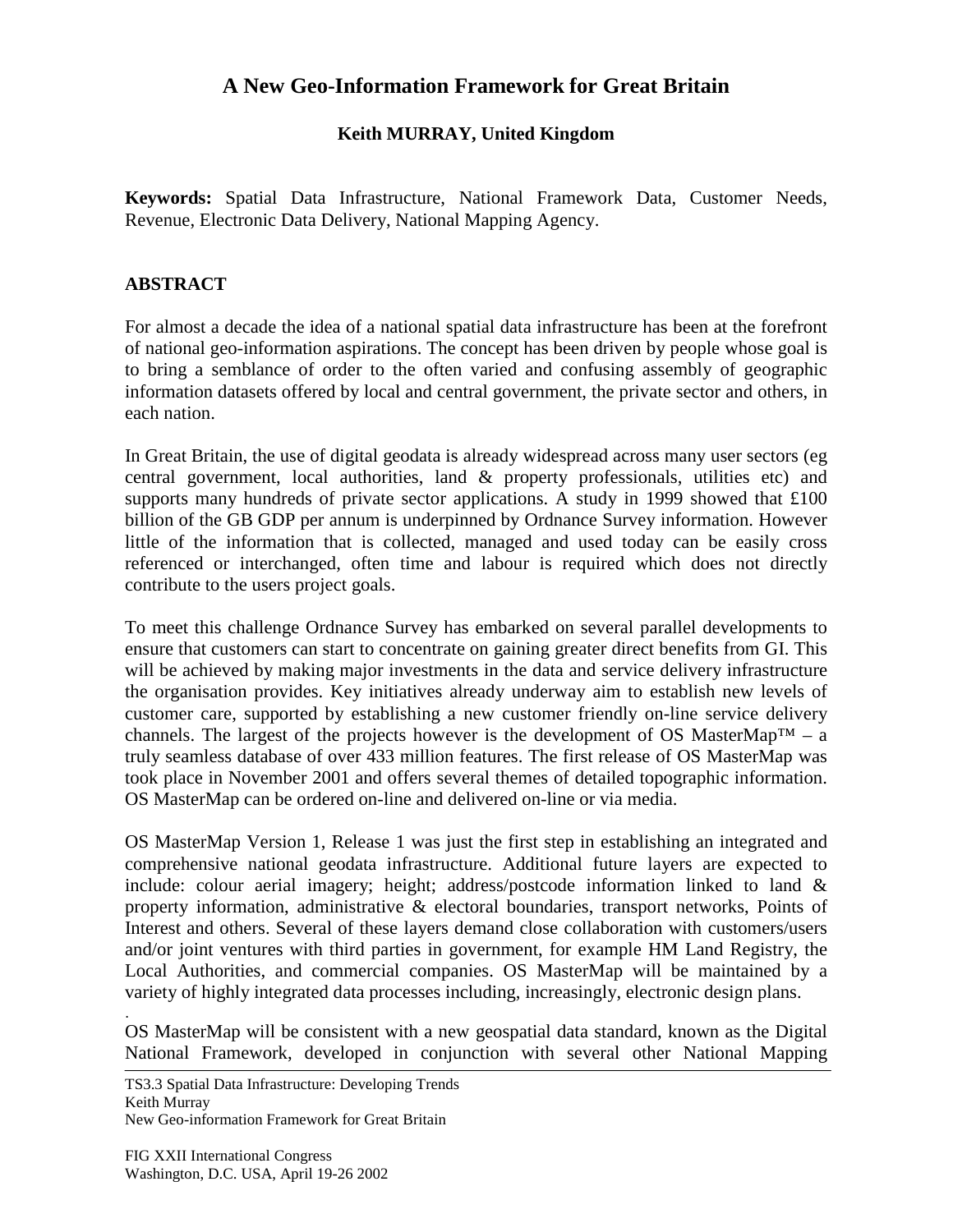# A New Geo-Information Framework for Great Britain

**Keith MURRAY, United Kingdom**

**Keywords:** Spatial Data Infrastructure, National Framework Data, Customer Needs, Revenue, Electronic Data Delivery, National Mapping Agency.

## ABSTRACT

For almost a decade the idea of a national spatial data infrastructure has been at the forefront of national geo-information aspirations. The concept has been driven by people whose goal is to bring a semblance of order to the often varied and confusing assembly of geographic information datasets offered by local and central government, the private sector and others, in each nation.

In Great Britain, the use of digital geodata is already widespread across many user sectors (eg central government, local authorities, land & property professionals, utilities etc) and supports many hundreds of private sector applications. A study in 1999 showed that £100 billion of the GB GDP per annum is underpinned by Ordnance Survey information. However little of the information that is collected, managed and used today can be easily cross referenced or interchanged, often time and labour is required which does not directly contribute to the users project goals.

To meet this challenge Ordnance Survey has embarked on several parallel developments to ensure that customers can start to concentrate on gaining greater direct benefits from GI. This will be achieved by making major investments in the data and service delivery infrastructure the organisation provides. Key initiatives already underway aim to establish new levels of customer care, supported by establishing a new customer friendly on-line service delivery channels. The largest of the projects however is the development of OS MasterMap™ – a truly seamless database of over 433 million features. The first release of OS MasterMap was took place in November 2001 and offers several themes of detailed topographic information. OS MasterMap can be ordered on-line and delivered on-line or via media.

OS MasterMap Version 1, Release 1 was just the first step in establishing an integrated and comprehensive national geodata infrastructure. Additional future layers are expected to include: colour aerial imagery; height; address/postcode information linked to land & property information, administrative & electoral boundaries, transport networks, Points of Interest and others. Several of these layers demand close collaboration with customers/users and/or joint ventures with third parties in government, for example HM Land Registry, the Local Authorities, and commercial companies. OS MasterMap will be maintained by a variety of highly integrated data processes including, increasingly, electronic design plans.

OS MasterMap will be consistent with a new geospatial data standard, known as the Digital National Framework, developed in conjunction with several other National Mapping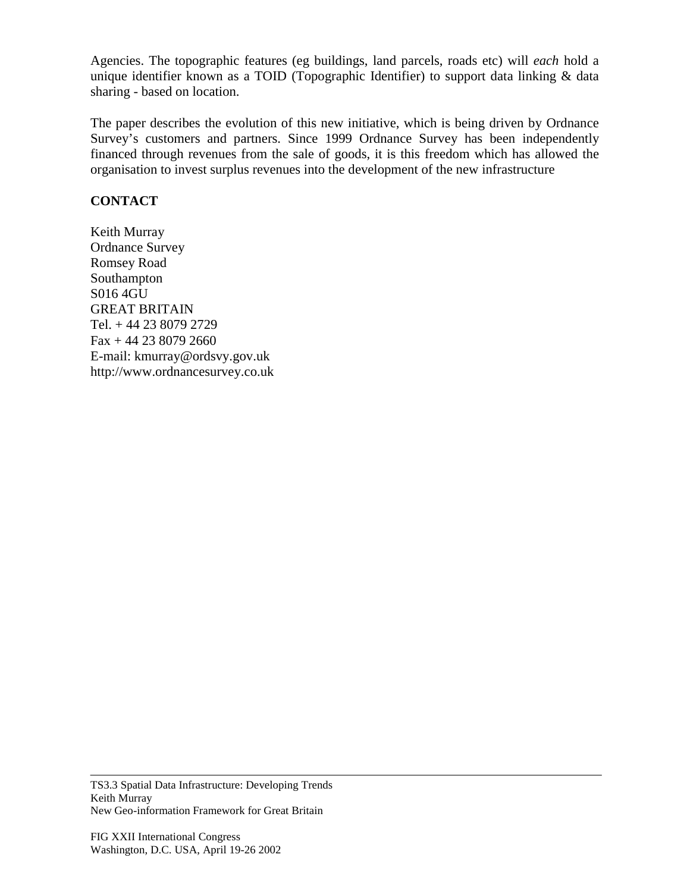Agencies. The topographic features (eg buildings, land parcels, roads etc) will *each* hold a unique identifier known as a TOID (Topographic Identifier) to support data linking & data sharing - based on location.

The paper describes the evolution of this new initiative, which is being driven by Ordnance Survey's customers and partners. Since 1999 Ordnance Survey has been independently financed through revenues from the sale of goods, it is this freedom which has allowed the organisation to invest surplus revenues into the development of the new infrastructure

**CONTACT**

Keith Murray
Ordnance Survey
Romsey Road
Southampton
S016 4GU
GREAT BRITAIN
Tel. + 44 23 8079 2729
Fax + 44 23 8079 2660
E-mail: kmurray@ordsvy.gov.uk
http://www.ordnancesurvey.co.uk